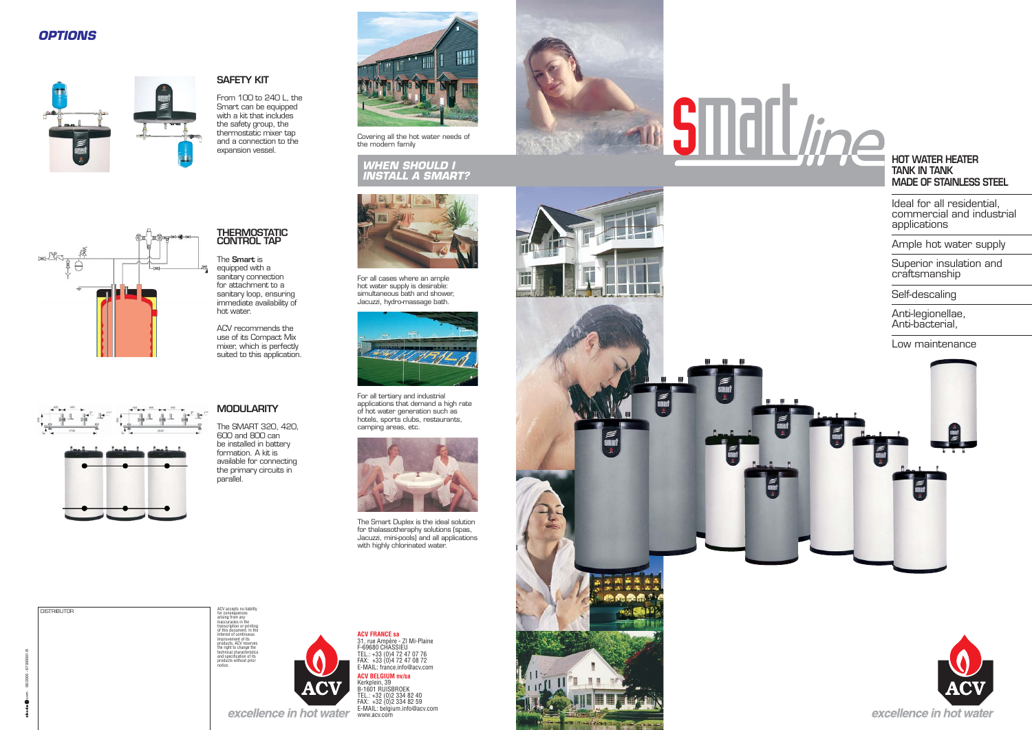## OPTIONS

### SAFETY KIT

From 100 to 240 L, the Smart can be equipped with a kit that includes the safety group, the thermostatic mixer tap and a connection to the expansion vessel.

### THERMOSTATIC CONTROL TAP

The **Smart** is equipped with a sanitary connection for attachment to a sanitary loop, ensuring immediate availability of hot water.

ACV recommends the use of its Compact Mix mixer, which is perfectly suited to this application.

### MODULARITY

The SMART 320, 420, 600 and 800 can be installed in battery formation. A kit is available for connecting the primary circuits in parallel.

DISTRIBUTOR

ACV accepts no liability for consequences arising from any inaccuracies in the transcription or printing of this document. In the interest of continuous improvement of its products, ACV reserves the right to change the technical characteristics and specification of its products without prior notice.

*excellence in hot water*

Covering all the hot water needs of the modern family

## *WHEN SHOULD I INSTALL A SMART?*

For all cases where an ample hot water supply is desirable: simultaneous bath and shower, Jacuzzi, hydro-massage bath.

For all tertiary and industrial applications that demand a high rate of hot water generation such as hotels, sports clubs, restaurants, camping areas, etc.

The Smart Duplex is the ideal solution for thalassotheraphy solutions (spas, Jacuzzi, mini-pools) and all applications with highly chlorinated water.

**ACV FRANCE sa**
31, rue Ampère - ZI Mi-Plaine
F-69680 CHASSIEU
TEL.: +33 (0)4 72 47 07 76
FAX: +33 (0)4 72 47 08 72
E-MAIL: france.info@acv.com

**ACV BELGIUM nv/sa**
Kerkplein, 39
B-1601 RUISBROEK
TEL.: +32 (0)2 334 82 40
FAX: +32 (0)2 334 82 59
E-MAIL: belgium.info@acv.com
www.acv.com

# smart line

## HOT WATER HEATER TANK IN TANK MADE OF STAINLESS STEEL

- Ideal for all residential, commercial and industrial applications
- Ample hot water supply
- Superior insulation and craftsmanship
- Self-descaling
- Anti-legionellae, Anti-bacterial,
- Low maintenance

*excellence in hot water*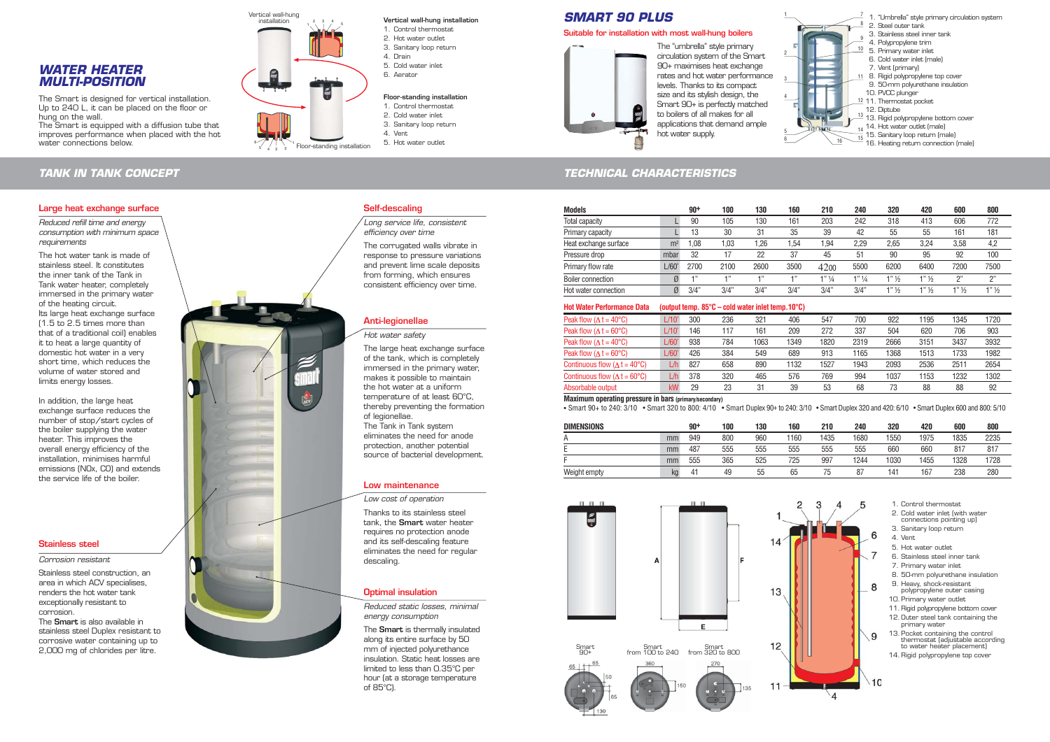## WATER HEATER MULTI-POSITION

The Smart is designed for vertical installation. Up to 240 L, it can be placed on the floor or hung on the wall.
The Smart is equipped with a diffusion tube that improves performance when placed with the hot water connections below.

Vertical wall-hung installation

Floor-standing installation

**Vertical wall-hung installation**
1. Control thermostat
2. Hot water outlet
3. Sanitary loop return
4. Drain
5. Cold water inlet
6. Aerator

**Floor-standing installation**
1. Control thermostat
2. Cold water inlet
3. Sanitary loop return
4. Vent
5. Hot water outlet

## TANK IN TANK CONCEPT

### Large heat exchange surface

*Reduced refill time and energy consumption with minimum space requirements*

The hot water tank is made of stainless steel. It constitutes the inner tank of the Tank in Tank water heater, completely immersed in the primary water of the heating circuit.
Its large heat exchange surface (1.5 to 2.5 times more than that of a traditional coil) enables it to heat a large quantity of domestic hot water in a very short time, which reduces the volume of water stored and limits energy losses.

In addition, the large heat exchange surface reduces the number of stop/start cycles of the boiler supplying the water heater. This improves the overall energy efficiency of the installation, minimises harmful emissions (NOx, CO) and extends the service life of the boiler.

### Stainless steel

*Corrosion resistant*

Stainless steel construction, an area in which ACV specialises, renders the hot water tank exceptionally resistant to corrosion.
The **Smart** is also available in stainless steel Duplex resistant to corrosive water containing up to 2,000 mg of chlorides per litre.

### Self-descaling

*Long service life, consistent efficiency over time*

The corrugated walls vibrate in response to pressure variations and prevent lime scale deposits from forming, which ensures consistent efficiency over time.

### Anti-legionellae

*Hot water safety*

The large heat exchange surface of the tank, which is completely immersed in the primary water, makes it possible to maintain the hot water at a uniform temperature of at least 60°C, thereby preventing the formation of legionellae.
The Tank in Tank system eliminates the need for anode protection, another potential source of bacterial development.

### Low maintenance

*Low cost of operation*

Thanks to its stainless steel tank, the **Smart** water heater requires no protection anode and its self-descaling feature eliminates the need for regular descaling.

### Optimal insulation

*Reduced static losses, minimal energy consumption*

The **Smart** is thermally insulated along its entire surface by 50 mm of injected polyurethane insulation. Static heat losses are limited to less than 0.35°C per hour (at a storage temperature of 85°C).

## SMART 90 PLUS

**Suitable for installation with most wall-hung boilers**

The "umbrella" style primary circulation system of the Smart 90+ maximises heat exchange rates and hot water performance levels. Thanks to its compact size and its stylish design, the Smart 90+ is perfectly matched to boilers of all makes for all applications that demand ample hot water supply.

1. "Umbrella" style primary circulation system
2. Steel outer tank
3. Stainless steel inner tank
4. Polypropylene trim
5. Primary water inlet
6. Cold water inlet (male)
7. Vent (primary)
8. Rigid polypropylene top cover
9. 50-mm polyurethane insulation
10. PVCC plunger
11. Thermostat pocket
12. Diptube
13. Rigid polypropylene bottom cover
14. Hot water outlet (male)
15. Sanitary loop return (male)
16. Heating return connection (male)

## TECHNICAL CHARACTERISTICS

| Models | | 90+ | 100 | 130 | 160 | 210 | 240 | 320 | 420 | 600 | 800 |
|---|---|---|---|---|---|---|---|---|---|---|---|
| Total capacity | L | 90 | 105 | 130 | 161 | 203 | 242 | 318 | 413 | 606 | 772 |
| Primary capacity | L | 13 | 30 | 31 | 35 | 39 | 42 | 55 | 55 | 161 | 181 |
| Heat exchange surface | m² | 1,08 | 1,03 | 1,26 | 1,54 | 1,94 | 2,29 | 2,65 | 3,24 | 3,58 | 4,2 |
| Pressure drop | mbar | 32 | 17 | 22 | 37 | 45 | 51 | 90 | 95 | 92 | 100 |
| Primary flow rate | L/60' | 2700 | 2100 | 2600 | 3500 | 4200 | 5500 | 6200 | 6400 | 7200 | 7500 |
| Boiler connection | Ø | 1" | 1" | 1" | 1" | 1" ¼ | 1" ¼ | 1" ½ | 1" ½ | 2" | 2" |
| Hot water connection | Ø | 3/4" | 3/4" | 3/4" | 3/4" | 3/4" | 3/4" | 1" ½ | 1" ½ | 1" ½ | 1" ½ |
| **Hot Water Performance Data (output temp. 85°C – cold water inlet temp.10°C)** | | | | | | | | | | | |
| Peak flow (Δ t = 40°C) | L/10' | 300 | 236 | 321 | 406 | 547 | 700 | 922 | 1195 | 1345 | 1720 |
| Peak flow (Δ t = 60°C) | L/10' | 146 | 117 | 161 | 209 | 272 | 337 | 504 | 620 | 706 | 903 |
| Peak flow (Δ t = 40°C) | L/60' | 938 | 784 | 1063 | 1349 | 1820 | 2319 | 2666 | 3151 | 3437 | 3932 |
| Peak flow (Δ t = 60°C) | L/60' | 426 | 384 | 549 | 689 | 913 | 1165 | 1368 | 1513 | 1733 | 1982 |
| Continuous flow (Δ t = 40°C) | L/h | 827 | 658 | 890 | 1132 | 1527 | 1943 | 2093 | 2536 | 2511 | 2654 |
| Continuous flow (Δ t = 60°C) | L/h | 378 | 320 | 465 | 576 | 769 | 994 | 1037 | 1153 | 1232 | 1302 |
| Absorbable output | kW | 29 | 23 | 31 | 39 | 53 | 68 | 73 | 88 | 88 | 92 |

**Maximum operating pressure in bars (primary/secondary)**

• Smart 90+ to 240: 3/10 • Smart 320 to 800: 4/10 • Smart Duplex 90+ to 240: 3/10 • Smart Duplex 320 and 420: 6/10 • Smart Duplex 600 and 800: 5/10

| DIMENSIONS | | 90+ | 100 | 130 | 160 | 210 | 240 | 320 | 420 | 600 | 800 |
|---|---|---|---|---|---|---|---|---|---|---|---|
| A | mm | 949 | 800 | 960 | 1160 | 1435 | 1680 | 1550 | 1975 | 1835 | 2235 |
| E | mm | 487 | 555 | 555 | 555 | 555 | 555 | 660 | 660 | 817 | 817 |
| F | mm | 555 | 365 | 525 | 725 | 997 | 1244 | 1030 | 1455 | 1328 | 1728 |
| Weight empty | kg | 41 | 49 | 55 | 65 | 75 | 87 | 141 | 167 | 238 | 280 |

A E F

Smart 90+ — Smart from 100 to 240 — Smart from 320 to 800

65 50 65 130 — 360 150 — 270 135

1. Control thermostat
2. Cold water inlet (with water connections pointing up)
3. Sanitary loop return
4. Vent
5. Hot water outlet
6. Stainless steel inner tank
7. Primary water inlet
8. 50-mm polyurethane insulation
9. Heavy, shock-resistant polypropylene outer casing
10. Primary water outlet
11. Rigid polypropylene bottom cover
12. Outer steel tank containing the primary water
13. Pocket containing the control thermostat (adjustable according to water heater placement)
14. Rigid polypropylene top cover